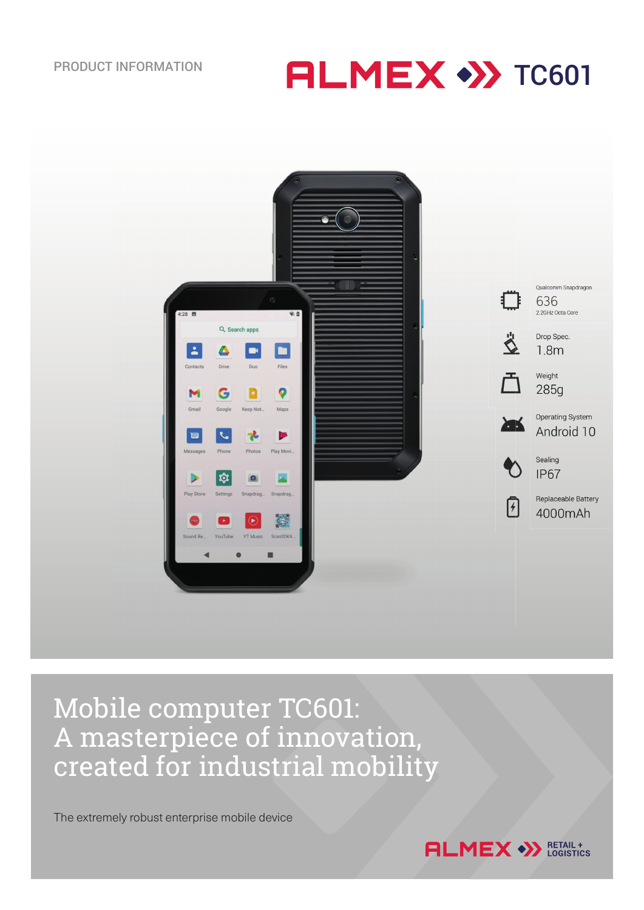PRODUCT INFORMATION

# ALMEX TC601

Qualcomm Snapdragon
636
2.2GHz Octa Core

Drop Spec.
1.8m

Weight
285g

Operating System
Android 10

Sealing
IP67

Replaceable Battery
4000mAh

# Mobile computer TC601: A masterpiece of innovation, created for industrial mobility

The extremely robust enterprise mobile device

ALMEX RETAIL + LOGISTICS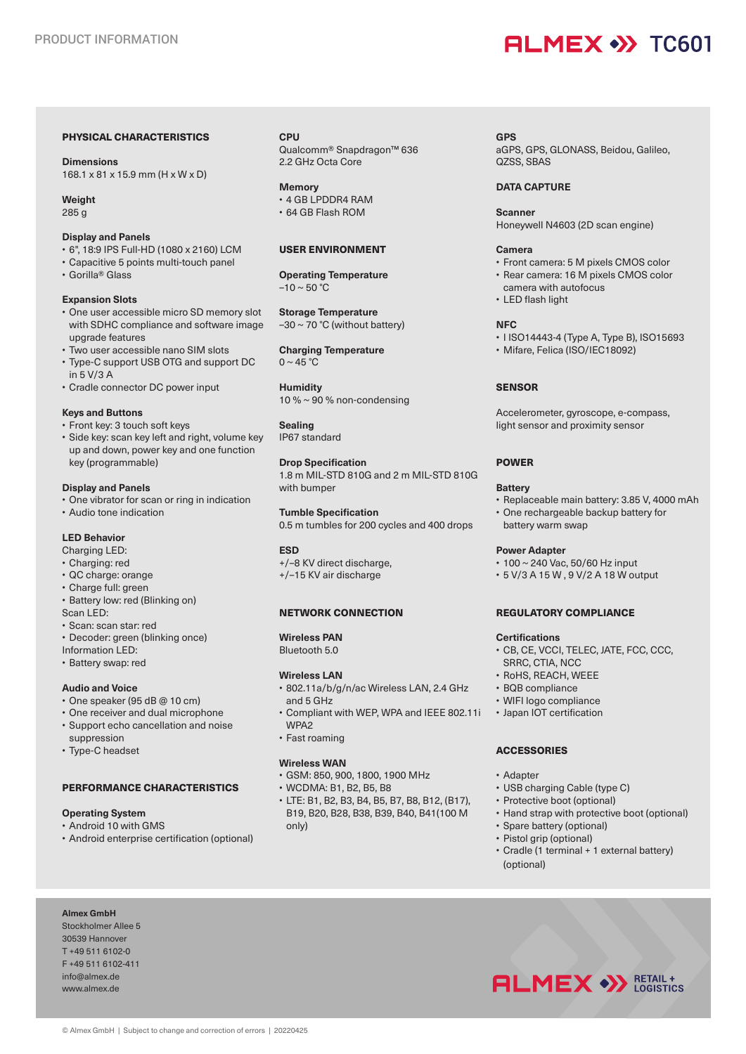PRODUCT INFORMATION

# ALMEX TC601

## PHYSICAL CHARACTERISTICS

### Dimensions
168.1 x 81 x 15.9 mm (H x W x D)

### Weight
285 g

### Display and Panels
- 6", 18:9 IPS Full-HD (1080 x 2160) LCM
- Capacitive 5 points multi-touch panel
- Gorilla® Glass

### Expansion Slots
- One user accessible micro SD memory slot with SDHC compliance and software image upgrade features
- Two user accessible nano SIM slots
- Type-C support USB OTG and support DC in 5 V/3 A
- Cradle connector DC power input

### Keys and Buttons
- Front key: 3 touch soft keys
- Side key: scan key left and right, volume key up and down, power key and one function key (programmable)

### Display and Panels
- One vibrator for scan or ring in indication
- Audio tone indication

### LED Behavior
Charging LED:
- Charging: red
- QC charge: orange
- Charge full: green
- Battery low: red (Blinking on)

Scan LED:
- Scan: scan star: red
- Decoder: green (blinking once)

Information LED:
- Battery swap: red

### Audio and Voice
- One speaker (95 dB @ 10 cm)
- One receiver and dual microphone
- Support echo cancellation and noise suppression
- Type-C headset

## PERFORMANCE CHARACTERISTICS

### Operating System
- Android 10 with GMS
- Android enterprise certification (optional)

### CPU
Qualcomm® Snapdragon™ 636
2.2 GHz Octa Core

### Memory
- 4 GB LPDDR4 RAM
- 64 GB Flash ROM

## USER ENVIRONMENT

### Operating Temperature
–10 ~ 50 °C

### Storage Temperature
–30 ~ 70 °C (without battery)

### Charging Temperature
0 ~ 45 °C

### Humidity
10 % ~ 90 % non-condensing

### Sealing
IP67 standard

### Drop Specification
1.8 m MIL-STD 810G and 2 m MIL-STD 810G with bumper

### Tumble Specification
0.5 m tumbles for 200 cycles and 400 drops

### ESD
+/–8 KV direct discharge,
+/–15 KV air discharge

## NETWORK CONNECTION

### Wireless PAN
Bluetooth 5.0

### Wireless LAN
- 802.11a/b/g/n/ac Wireless LAN, 2.4 GHz and 5 GHz
- Compliant with WEP, WPA and IEEE 802.11i WPA2
- Fast roaming

### Wireless WAN
- GSM: 850, 900, 1800, 1900 MHz
- WCDMA: B1, B2, B5, B8
- LTE: B1, B2, B3, B4, B5, B7, B8, B12, (B17), B19, B20, B28, B38, B39, B40, B41(100 M only)

### GPS
aGPS, GPS, GLONASS, Beidou, Galileo, QZSS, SBAS

## DATA CAPTURE

### Scanner
Honeywell N4603 (2D scan engine)

### Camera
- Front camera: 5 M pixels CMOS color
- Rear camera: 16 M pixels CMOS color camera with autofocus
- LED flash light

### NFC
- I ISO14443-4 (Type A, Type B), ISO15693
- Mifare, Felica (ISO/IEC18092)

## SENSOR

Accelerometer, gyroscope, e-compass, light sensor and proximity sensor

## POWER

### Battery
- Replaceable main battery: 3.85 V, 4000 mAh
- One rechargeable backup battery for battery warm swap

### Power Adapter
- 100 ~ 240 Vac, 50/60 Hz input
- 5 V/3 A 15 W , 9 V/2 A 18 W output

## REGULATORY COMPLIANCE

### Certifications
- CB, CE, VCCI, TELEC, JATE, FCC, CCC, SRRC, CTIA, NCC
- RoHS, REACH, WEEE
- BQB compliance
- WIFI logo compliance
- Japan IOT certification

## ACCESSORIES

- Adapter
- USB charging Cable (type C)
- Protective boot (optional)
- Hand strap with protective boot (optional)
- Spare battery (optional)
- Pistol grip (optional)
- Cradle (1 terminal + 1 external battery) (optional)

**Almex GmbH**
Stockholmer Allee 5
30539 Hannover
T +49 511 6102-0
F +49 511 6102-411
info@almex.de
www.almex.de

ALMEX RETAIL + LOGISTICS

© Almex GmbH | Subject to change and correction of errors | 20220425